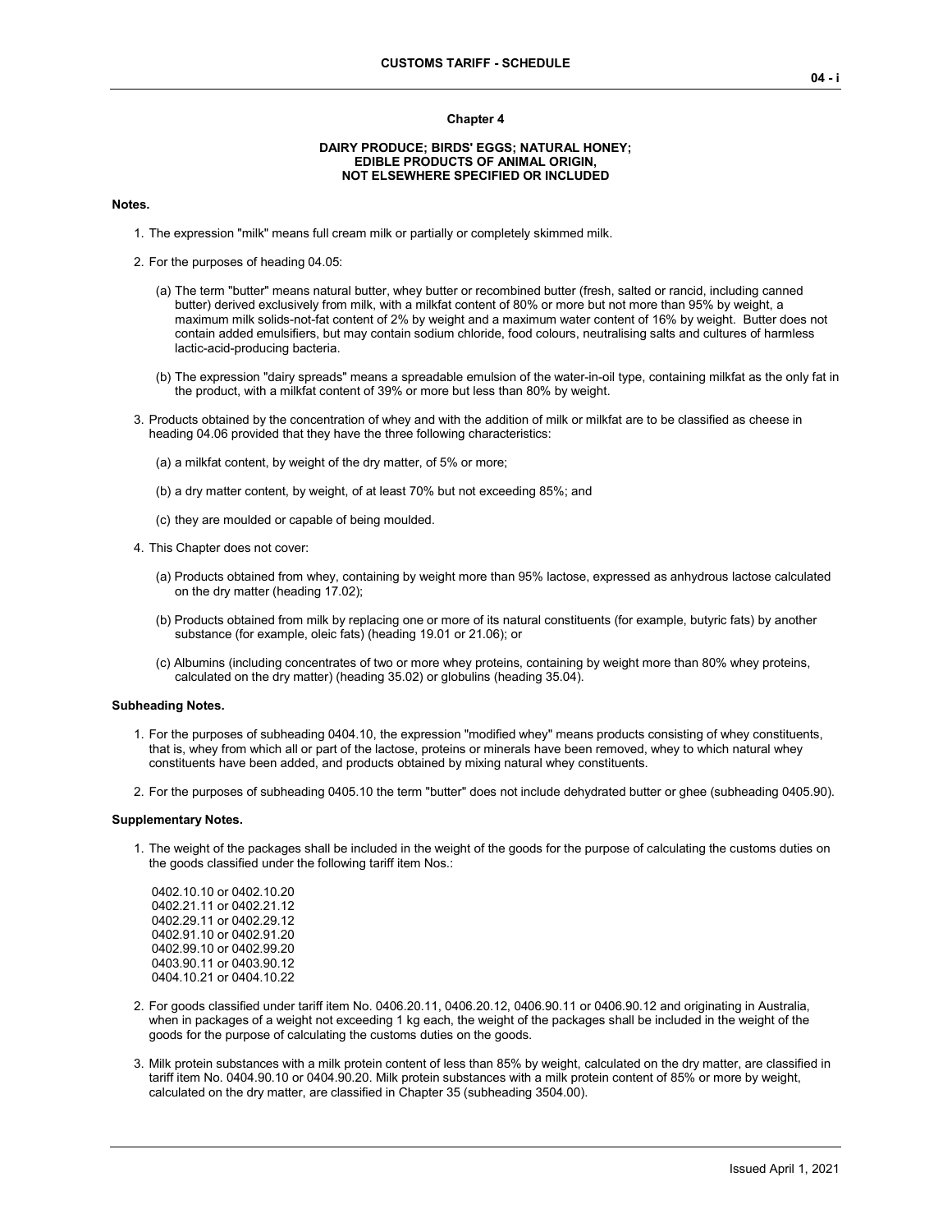# Chapter 4

## DAIRY PRODUCE; BIRDS' EGGS; NATURAL HONEY; EDIBLE PRODUCTS OF ANIMAL ORIGIN, NOT ELSEWHERE SPECIFIED OR INCLUDED

**Notes.**

1. The expression "milk" means full cream milk or partially or completely skimmed milk.

2. For the purposes of heading 04.05:

   (a) The term "butter" means natural butter, whey butter or recombined butter (fresh, salted or rancid, including canned butter) derived exclusively from milk, with a milkfat content of 80% or more but not more than 95% by weight, a maximum milk solids-not-fat content of 2% by weight and a maximum water content of 16% by weight. Butter does not contain added emulsifiers, but may contain sodium chloride, food colours, neutralising salts and cultures of harmless lactic-acid-producing bacteria.

   (b) The expression "dairy spreads" means a spreadable emulsion of the water-in-oil type, containing milkfat as the only fat in the product, with a milkfat content of 39% or more but less than 80% by weight.

3. Products obtained by the concentration of whey and with the addition of milk or milkfat are to be classified as cheese in heading 04.06 provided that they have the three following characteristics:

   (a) a milkfat content, by weight of the dry matter, of 5% or more;

   (b) a dry matter content, by weight, of at least 70% but not exceeding 85%; and

   (c) they are moulded or capable of being moulded.

4. This Chapter does not cover:

   (a) Products obtained from whey, containing by weight more than 95% lactose, expressed as anhydrous lactose calculated on the dry matter (heading 17.02);

   (b) Products obtained from milk by replacing one or more of its natural constituents (for example, butyric fats) by another substance (for example, oleic fats) (heading 19.01 or 21.06); or

   (c) Albumins (including concentrates of two or more whey proteins, containing by weight more than 80% whey proteins, calculated on the dry matter) (heading 35.02) or globulins (heading 35.04).

**Subheading Notes.**

1. For the purposes of subheading 0404.10, the expression "modified whey" means products consisting of whey constituents, that is, whey from which all or part of the lactose, proteins or minerals have been removed, whey to which natural whey constituents have been added, and products obtained by mixing natural whey constituents.

2. For the purposes of subheading 0405.10 the term "butter" does not include dehydrated butter or ghee (subheading 0405.90).

**Supplementary Notes.**

1. The weight of the packages shall be included in the weight of the goods for the purpose of calculating the customs duties on the goods classified under the following tariff item Nos.:

   0402.10.10 or 0402.10.20
   0402.21.11 or 0402.21.12
   0402.29.11 or 0402.29.12
   0402.91.10 or 0402.91.20
   0402.99.10 or 0402.99.20
   0403.90.11 or 0403.90.12
   0404.10.21 or 0404.10.22

2. For goods classified under tariff item No. 0406.20.11, 0406.20.12, 0406.90.11 or 0406.90.12 and originating in Australia, when in packages of a weight not exceeding 1 kg each, the weight of the packages shall be included in the weight of the goods for the purpose of calculating the customs duties on the goods.

3. Milk protein substances with a milk protein content of less than 85% by weight, calculated on the dry matter, are classified in tariff item No. 0404.90.10 or 0404.90.20. Milk protein substances with a milk protein content of 85% or more by weight, calculated on the dry matter, are classified in Chapter 35 (subheading 3504.00).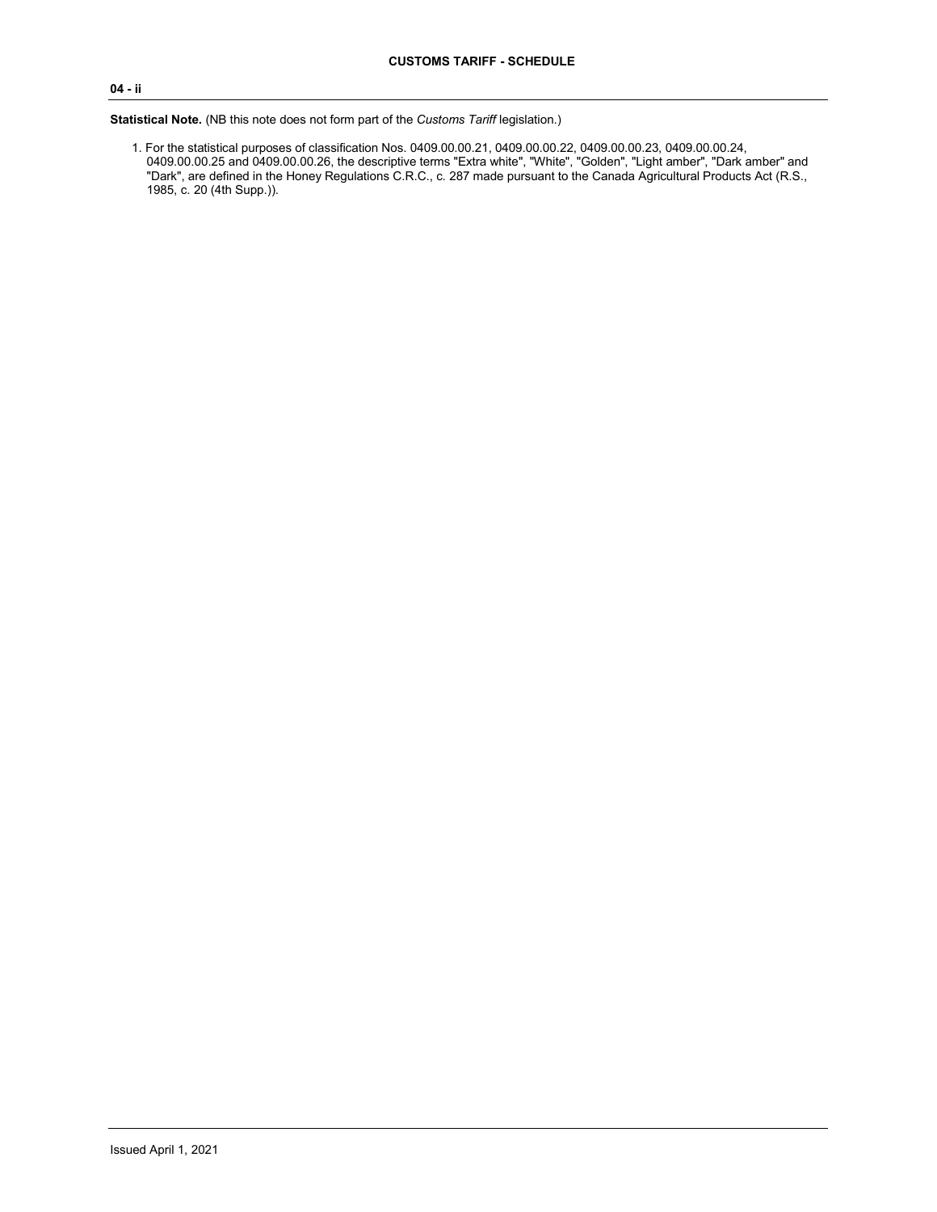**Statistical Note.** (NB this note does not form part of the *Customs Tariff* legislation.)

1. For the statistical purposes of classification Nos. 0409.00.00.21, 0409.00.00.22, 0409.00.00.23, 0409.00.00.24, 0409.00.00.25 and 0409.00.00.26, the descriptive terms "Extra white", "White", "Golden", "Light amber", "Dark amber" and "Dark", are defined in the Honey Regulations C.R.C., c. 287 made pursuant to the Canada Agricultural Products Act (R.S., 1985, c. 20 (4th Supp.)).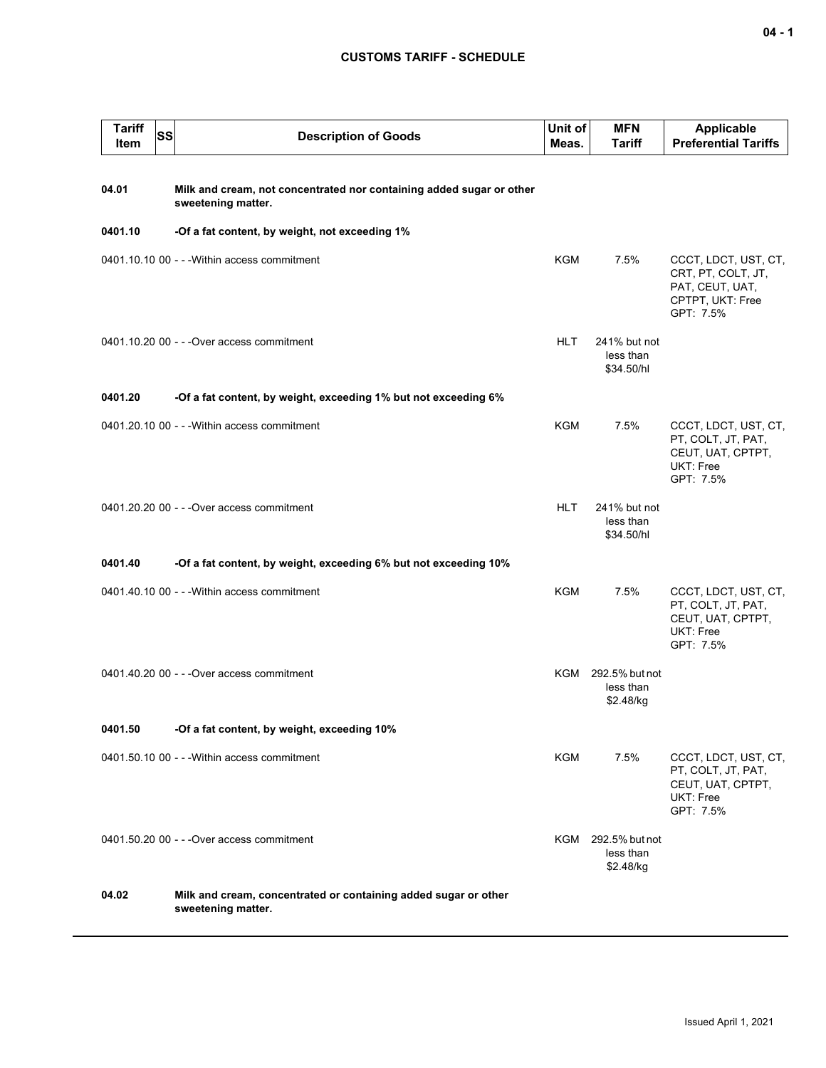## CUSTOMS TARIFF - SCHEDULE

| Tariff Item | SS | Description of Goods | Unit of Meas. | MFN Tariff | Applicable Preferential Tariffs |
|---|---|---|---|---|---|
| **04.01** | | **Milk and cream, not concentrated nor containing added sugar or other sweetening matter.** | | | |
| **0401.10** | | **-Of a fat content, by weight, not exceeding 1%** | | | |
| 0401.10.10 | 00 | - - -Within access commitment | KGM | 7.5% | CCCT, LDCT, UST, CT, CRT, PT, COLT, JT, PAT, CEUT, UAT, CPTPT, UKT: Free<br>GPT: 7.5% |
| 0401.10.20 | 00 | - - -Over access commitment | HLT | 241% but not less than $34.50/hl | |
| **0401.20** | | **-Of a fat content, by weight, exceeding 1% but not exceeding 6%** | | | |
| 0401.20.10 | 00 | - - -Within access commitment | KGM | 7.5% | CCCT, LDCT, UST, CT, PT, COLT, JT, PAT, CEUT, UAT, CPTPT, UKT: Free<br>GPT: 7.5% |
| 0401.20.20 | 00 | - - -Over access commitment | HLT | 241% but not less than $34.50/hl | |
| **0401.40** | | **-Of a fat content, by weight, exceeding 6% but not exceeding 10%** | | | |
| 0401.40.10 | 00 | - - -Within access commitment | KGM | 7.5% | CCCT, LDCT, UST, CT, PT, COLT, JT, PAT, CEUT, UAT, CPTPT, UKT: Free<br>GPT: 7.5% |
| 0401.40.20 | 00 | - - -Over access commitment | KGM | 292.5% but not less than $2.48/kg | |
| **0401.50** | | **-Of a fat content, by weight, exceeding 10%** | | | |
| 0401.50.10 | 00 | - - -Within access commitment | KGM | 7.5% | CCCT, LDCT, UST, CT, PT, COLT, JT, PAT, CEUT, UAT, CPTPT, UKT: Free<br>GPT: 7.5% |
| 0401.50.20 | 00 | - - -Over access commitment | KGM | 292.5% but not less than $2.48/kg | |
| **04.02** | | **Milk and cream, concentrated or containing added sugar or other sweetening matter.** | | | |

Issued April 1, 2021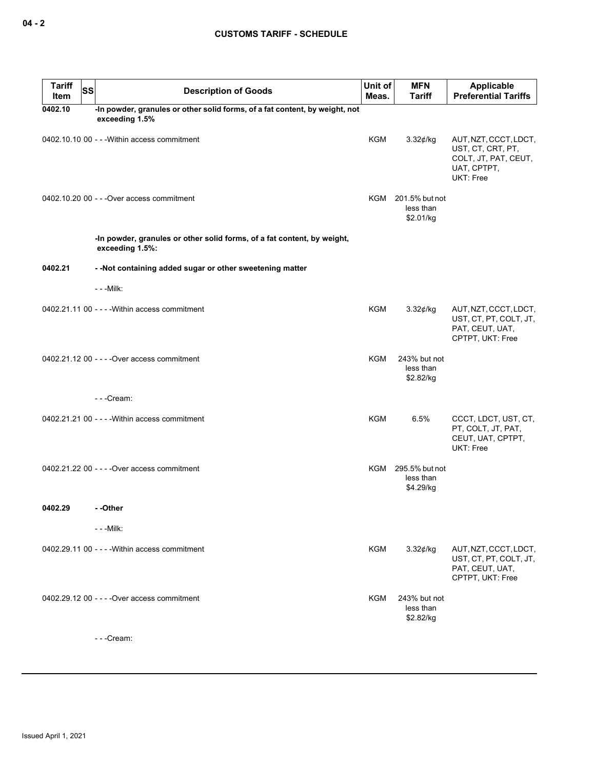| Tariff Item | SS | Description of Goods | Unit of Meas. | MFN Tariff | Applicable Preferential Tariffs |
|---|---|---|---|---|---|
| **0402.10** | | **-In powder, granules or other solid forms, of a fat content, by weight, not exceeding 1.5%** | | | |
| 0402.10.10 00 | | - - -Within access commitment | KGM | 3.32¢/kg | AUT, NZT, CCCT, LDCT, UST, CT, CRT, PT, COLT, JT, PAT, CEUT, UAT, CPTPT, UKT: Free |
| 0402.10.20 00 | | - - -Over access commitment | KGM | 201.5% but not less than $2.01/kg | |
| | | **-In powder, granules or other solid forms, of a fat content, by weight, exceeding 1.5%:** | | | |
| **0402.21** | | **- -Not containing added sugar or other sweetening matter** | | | |
| | | - - -Milk: | | | |
| 0402.21.11 00 | | - - - -Within access commitment | KGM | 3.32¢/kg | AUT, NZT, CCCT, LDCT, UST, CT, PT, COLT, JT, PAT, CEUT, UAT, CPTPT, UKT: Free |
| 0402.21.12 00 | | - - - -Over access commitment | KGM | 243% but not less than $2.82/kg | |
| | | - - -Cream: | | | |
| 0402.21.21 00 | | - - - -Within access commitment | KGM | 6.5% | CCCT, LDCT, UST, CT, PT, COLT, JT, PAT, CEUT, UAT, CPTPT, UKT: Free |
| 0402.21.22 00 | | - - - -Over access commitment | KGM | 295.5% but not less than $4.29/kg | |
| **0402.29** | | **- -Other** | | | |
| | | - - -Milk: | | | |
| 0402.29.11 00 | | - - - -Within access commitment | KGM | 3.32¢/kg | AUT, NZT, CCCT, LDCT, UST, CT, PT, COLT, JT, PAT, CEUT, UAT, CPTPT, UKT: Free |
| 0402.29.12 00 | | - - - -Over access commitment | KGM | 243% but not less than $2.82/kg | |
| | | - - -Cream: | | | |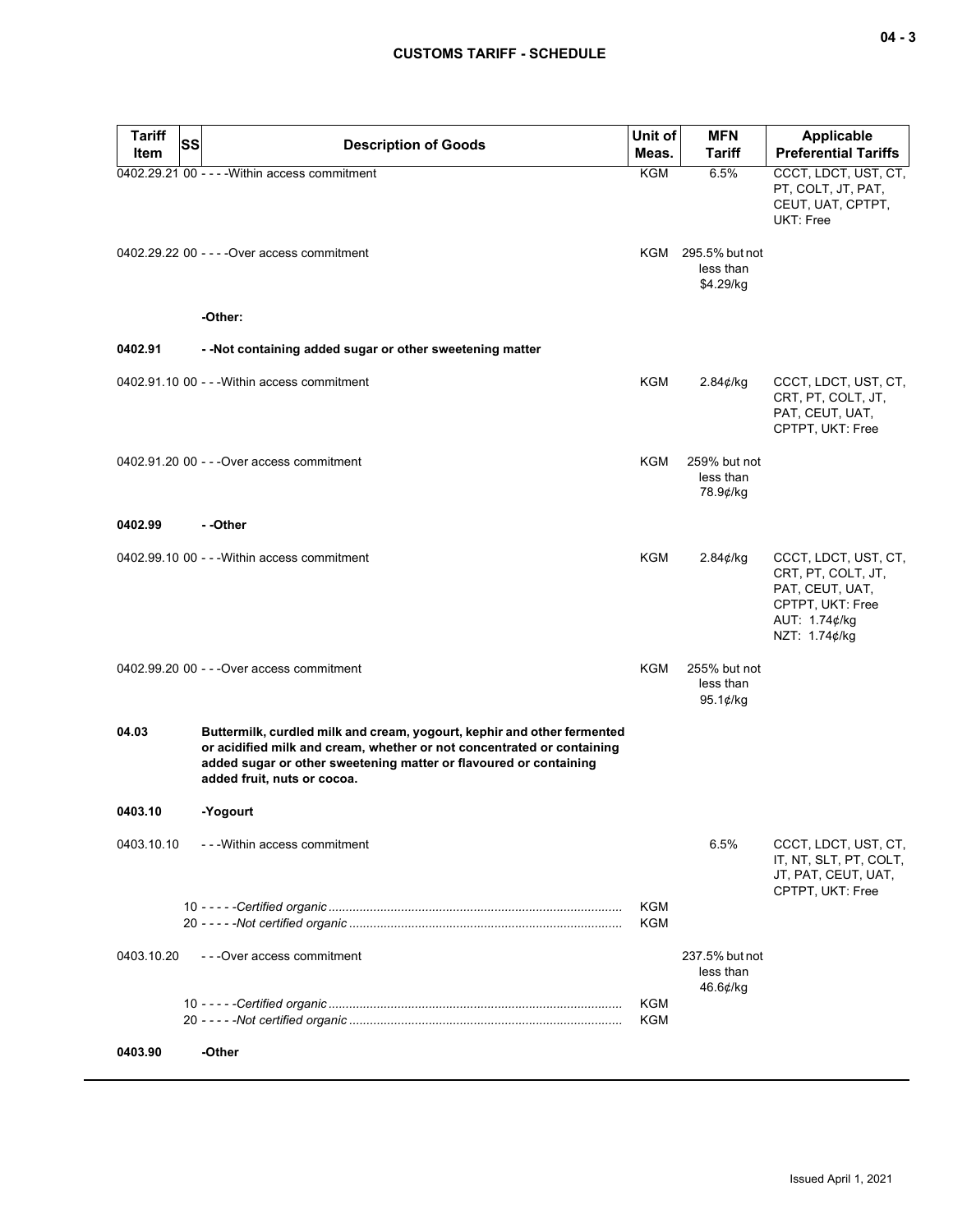| Tariff Item | SS | Description of Goods | Unit of Meas. | MFN Tariff | Applicable Preferential Tariffs |
|---|---|---|---|---|---|
| 0402.29.21 | 00 | - - - -Within access commitment | KGM | 6.5% | CCCT, LDCT, UST, CT, PT, COLT, JT, PAT, CEUT, UAT, CPTPT, UKT: Free |
| 0402.29.22 | 00 | - - - -Over access commitment | KGM | 295.5% but not less than $4.29/kg | |
| | | **-Other:** | | | |
| **0402.91** | | **- -Not containing added sugar or other sweetening matter** | | | |
| 0402.91.10 | 00 | - - -Within access commitment | KGM | 2.84¢/kg | CCCT, LDCT, UST, CT, CRT, PT, COLT, JT, PAT, CEUT, UAT, CPTPT, UKT: Free |
| 0402.91.20 | 00 | - - -Over access commitment | KGM | 259% but not less than 78.9¢/kg | |
| **0402.99** | | **- -Other** | | | |
| 0402.99.10 | 00 | - - -Within access commitment | KGM | 2.84¢/kg | CCCT, LDCT, UST, CT, CRT, PT, COLT, JT, PAT, CEUT, UAT, CPTPT, UKT: Free<br>AUT: 1.74¢/kg<br>NZT: 1.74¢/kg |
| 0402.99.20 | 00 | - - -Over access commitment | KGM | 255% but not less than 95.1¢/kg | |
| **04.03** | | **Buttermilk, curdled milk and cream, yogourt, kephir and other fermented or acidified milk and cream, whether or not concentrated or containing added sugar or other sweetening matter or flavoured or containing added fruit, nuts or cocoa.** | | | |
| **0403.10** | | **-Yogourt** | | | |
| 0403.10.10 | | - - -Within access commitment | | 6.5% | CCCT, LDCT, UST, CT, IT, NT, SLT, PT, COLT, JT, PAT, CEUT, UAT, CPTPT, UKT: Free |
| | 10 | - - - - -*Certified organic* | KGM | | |
| | 20 | - - - - -*Not certified organic* | KGM | | |
| 0403.10.20 | | - - -Over access commitment | | 237.5% but not less than 46.6¢/kg | |
| | 10 | - - - - -*Certified organic* | KGM | | |
| | 20 | - - - - -*Not certified organic* | KGM | | |
| **0403.90** | | **-Other** | | | |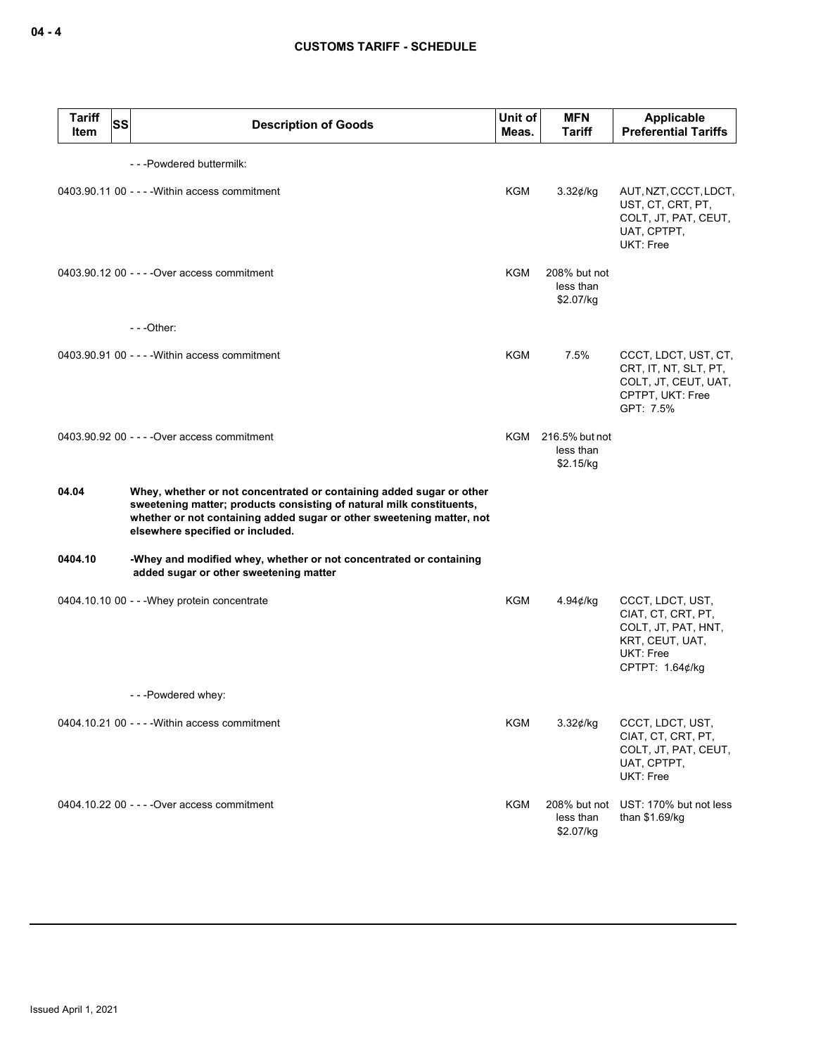| Tariff Item | SS | Description of Goods | Unit of Meas. | MFN Tariff | Applicable Preferential Tariffs |
|---|---|---|---|---|---|
| | | - - -Powdered buttermilk: | | | |
| 0403.90.11 | 00 | - - - -Within access commitment | KGM | 3.32¢/kg | AUT, NZT, CCCT, LDCT, UST, CT, CRT, PT, COLT, JT, PAT, CEUT, UAT, CPTPT, UKT: Free |
| 0403.90.12 | 00 | - - - -Over access commitment | KGM | 208% but not less than $2.07/kg | |
| | | - - -Other: | | | |
| 0403.90.91 | 00 | - - - -Within access commitment | KGM | 7.5% | CCCT, LDCT, UST, CT, CRT, IT, NT, SLT, PT, COLT, JT, CEUT, UAT, CPTPT, UKT: Free<br>GPT: 7.5% |
| 0403.90.92 | 00 | - - - -Over access commitment | KGM | 216.5% but not less than $2.15/kg | |
| **04.04** | | **Whey, whether or not concentrated or containing added sugar or other sweetening matter; products consisting of natural milk constituents, whether or not containing added sugar or other sweetening matter, not elsewhere specified or included.** | | | |
| **0404.10** | | **-Whey and modified whey, whether or not concentrated or containing added sugar or other sweetening matter** | | | |
| 0404.10.10 | 00 | - - -Whey protein concentrate | KGM | 4.94¢/kg | CCCT, LDCT, UST, CIAT, CT, CRT, PT, COLT, JT, PAT, HNT, KRT, CEUT, UAT, UKT: Free<br>CPTPT: 1.64¢/kg |
| | | - - -Powdered whey: | | | |
| 0404.10.21 | 00 | - - - -Within access commitment | KGM | 3.32¢/kg | CCCT, LDCT, UST, CIAT, CT, CRT, PT, COLT, JT, PAT, CEUT, UAT, CPTPT, UKT: Free |
| 0404.10.22 | 00 | - - - -Over access commitment | KGM | 208% but not less than $2.07/kg | UST: 170% but not less than $1.69/kg |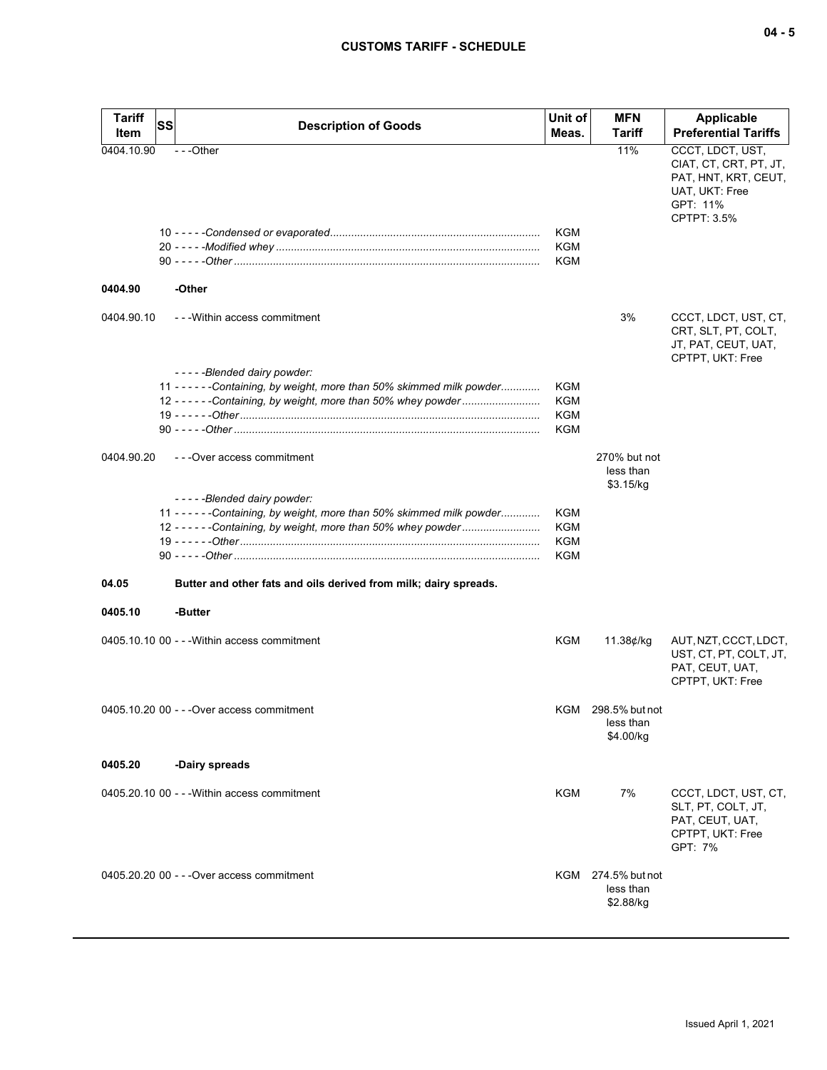| Tariff Item | SS | Description of Goods | Unit of Meas. | MFN Tariff | Applicable Preferential Tariffs |
|---|---|---|---|---|---|
| 0404.10.90 | | - - -Other | | 11% | CCCT, LDCT, UST, CIAT, CT, CRT, PT, JT, PAT, HNT, KRT, CEUT, UAT, UKT: Free<br>GPT: 11%<br>CPTPT: 3.5% |
| | | 10 - - - - -*Condensed or evaporated* | KGM | | |
| | | 20 - - - - -*Modified whey* | KGM | | |
| | | 90 - - - - -*Other* | KGM | | |
| **0404.90** | | **-Other** | | | |
| 0404.90.10 | | - - -Within access commitment | | 3% | CCCT, LDCT, UST, CT, CRT, SLT, PT, COLT, JT, PAT, CEUT, UAT, CPTPT, UKT: Free |
| | | - - - - -*Blended dairy powder:* | | | |
| | | 11 - - - - - -*Containing, by weight, more than 50% skimmed milk powder* | KGM | | |
| | | 12 - - - - - -*Containing, by weight, more than 50% whey powder* | KGM | | |
| | | 19 - - - - - -*Other* | KGM | | |
| | | 90 - - - - -*Other* | KGM | | |
| 0404.90.20 | | - - -Over access commitment | | 270% but not less than $3.15/kg | |
| | | - - - - -*Blended dairy powder:* | | | |
| | | 11 - - - - - -*Containing, by weight, more than 50% skimmed milk powder* | KGM | | |
| | | 12 - - - - - -*Containing, by weight, more than 50% whey powder* | KGM | | |
| | | 19 - - - - - -*Other* | KGM | | |
| | | 90 - - - - -*Other* | KGM | | |
| **04.05** | | **Butter and other fats and oils derived from milk; dairy spreads.** | | | |
| **0405.10** | | **-Butter** | | | |
| 0405.10.10 | 00 | - - -Within access commitment | KGM | 11.38¢/kg | AUT, NZT, CCCT, LDCT, UST, CT, PT, COLT, JT, PAT, CEUT, UAT, CPTPT, UKT: Free |
| 0405.10.20 | 00 | - - -Over access commitment | KGM | 298.5% but not less than $4.00/kg | |
| **0405.20** | | **-Dairy spreads** | | | |
| 0405.20.10 | 00 | - - -Within access commitment | KGM | 7% | CCCT, LDCT, UST, CT, SLT, PT, COLT, JT, PAT, CEUT, UAT, CPTPT, UKT: Free<br>GPT: 7% |
| 0405.20.20 | 00 | - - -Over access commitment | KGM | 274.5% but not less than $2.88/kg | |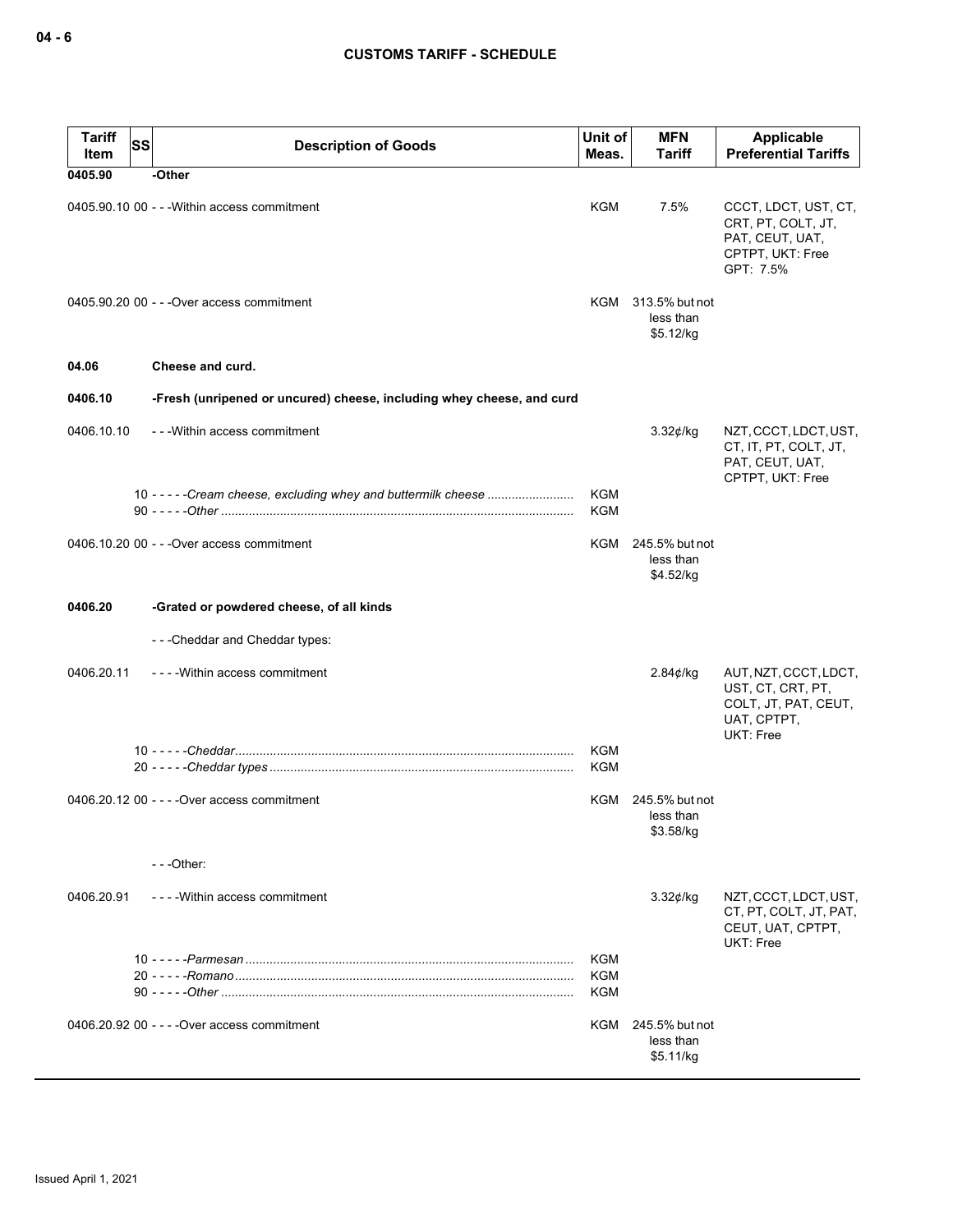| Tariff Item | SS | Description of Goods | Unit of Meas. | MFN Tariff | Applicable Preferential Tariffs |
|---|---|---|---|---|---|
| **0405.90** | | **-Other** | | | |
| 0405.90.10 | 00 | - - -Within access commitment | KGM | 7.5% | CCCT, LDCT, UST, CT, CRT, PT, COLT, JT, PAT, CEUT, UAT, CPTPT, UKT: Free<br>GPT: 7.5% |
| 0405.90.20 | 00 | - - -Over access commitment | KGM | 313.5% but not less than $5.12/kg | |
| **04.06** | | **Cheese and curd.** | | | |
| **0406.10** | | **-Fresh (unripened or uncured) cheese, including whey cheese, and curd** | | | |
| 0406.10.10 | | - - -Within access commitment | | 3.32¢/kg | NZT, CCCT, LDCT, UST, CT, IT, PT, COLT, JT, PAT, CEUT, UAT, CPTPT, UKT: Free |
| | 10 | - - - - -*Cream cheese, excluding whey and buttermilk cheese* | KGM | | |
| | 90 | - - - - -*Other* | KGM | | |
| 0406.10.20 | 00 | - - -Over access commitment | KGM | 245.5% but not less than $4.52/kg | |
| **0406.20** | | **-Grated or powdered cheese, of all kinds** | | | |
| | | - - -Cheddar and Cheddar types: | | | |
| 0406.20.11 | | - - - -Within access commitment | | 2.84¢/kg | AUT, NZT, CCCT, LDCT, UST, CT, CRT, PT, COLT, JT, PAT, CEUT, UAT, CPTPT, UKT: Free |
| | 10 | - - - - -*Cheddar* | KGM | | |
| | 20 | - - - - -*Cheddar types* | KGM | | |
| 0406.20.12 | 00 | - - - -Over access commitment | KGM | 245.5% but not less than $3.58/kg | |
| | | - - -Other: | | | |
| 0406.20.91 | | - - - -Within access commitment | | 3.32¢/kg | NZT, CCCT, LDCT, UST, CT, PT, COLT, JT, PAT, CEUT, UAT, CPTPT, UKT: Free |
| | 10 | - - - - -*Parmesan* | KGM | | |
| | 20 | - - - - -*Romano* | KGM | | |
| | 90 | - - - - -*Other* | KGM | | |
| 0406.20.92 | 00 | - - - -Over access commitment | KGM | 245.5% but not less than $5.11/kg | |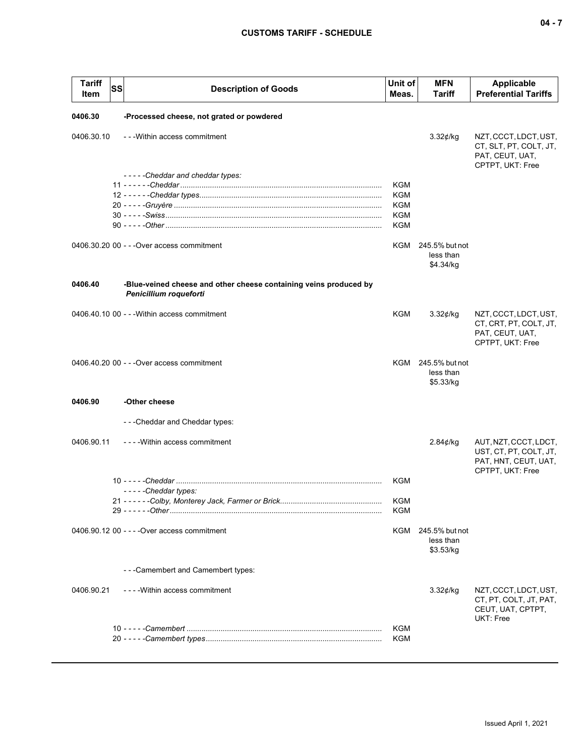| Tariff Item | SS | Description of Goods | Unit of Meas. | MFN Tariff | Applicable Preferential Tariffs |
|---|---|---|---|---|---|
| **0406.30** | | **-Processed cheese, not grated or powdered** | | | |
| 0406.30.10 | | ---Within access commitment | | 3.32¢/kg | NZT, CCCT, LDCT, UST, CT, SLT, PT, COLT, JT, PAT, CEUT, UAT, CPTPT, UKT: Free |
| | | -----*Cheddar and cheddar types:* | | | |
| | 11 | ------*Cheddar* | KGM | | |
| | 12 | ------*Cheddar types* | KGM | | |
| | 20 | -----*Gruyère* | KGM | | |
| | 30 | -----*Swiss* | KGM | | |
| | 90 | -----*Other* | KGM | | |
| 0406.30.20 | 00 | ---Over access commitment | KGM | 245.5% but not less than $4.34/kg | |
| **0406.40** | | **-Blue-veined cheese and other cheese containing veins produced by *Penicillium roqueforti*** | | | |
| 0406.40.10 | 00 | ---Within access commitment | KGM | 3.32¢/kg | NZT, CCCT, LDCT, UST, CT, CRT, PT, COLT, JT, PAT, CEUT, UAT, CPTPT, UKT: Free |
| 0406.40.20 | 00 | ---Over access commitment | KGM | 245.5% but not less than $5.33/kg | |
| **0406.90** | | **-Other cheese** | | | |
| | | ---Cheddar and Cheddar types: | | | |
| 0406.90.11 | | ----Within access commitment | | 2.84¢/kg | AUT, NZT, CCCT, LDCT, UST, CT, PT, COLT, JT, PAT, HNT, CEUT, UAT, CPTPT, UKT: Free |
| | 10 | -----*Cheddar* | KGM | | |
| | | -----*Cheddar types:* | | | |
| | 21 | ------*Colby, Monterey Jack, Farmer or Brick* | KGM | | |
| | 29 | ------*Other* | KGM | | |
| 0406.90.12 | 00 | ----Over access commitment | KGM | 245.5% but not less than $3.53/kg | |
| | | ---Camembert and Camembert types: | | | |
| 0406.90.21 | | ----Within access commitment | | 3.32¢/kg | NZT, CCCT, LDCT, UST, CT, PT, COLT, JT, PAT, CEUT, UAT, CPTPT, UKT: Free |
| | 10 | -----*Camembert* | KGM | | |
| | 20 | -----*Camembert types* | KGM | | |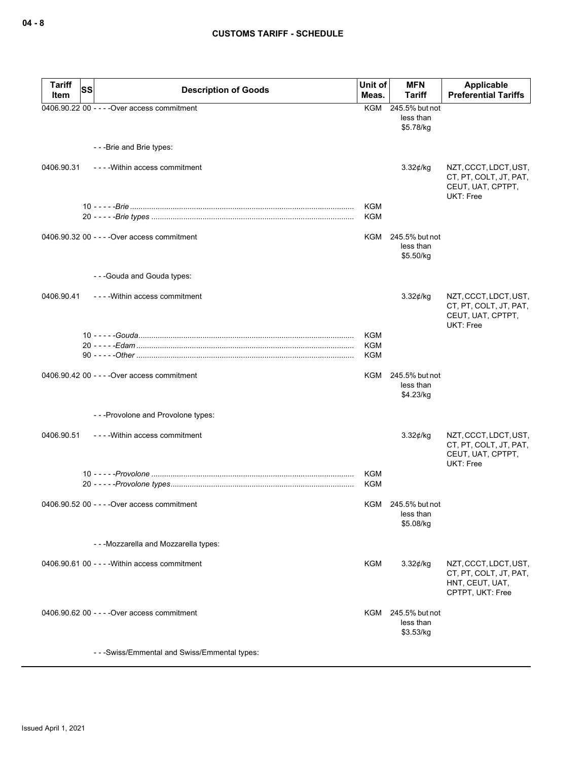| Tariff Item | SS | Description of Goods | Unit of Meas. | MFN Tariff | Applicable Preferential Tariffs |
|---|---|---|---|---|---|
| 0406.90.22 00 | | - - - -Over access commitment | KGM | 245.5% but not less than $5.78/kg | |
| | | - - -Brie and Brie types: | | | |
| 0406.90.31 | | - - - -Within access commitment | | 3.32¢/kg | NZT, CCCT, LDCT, UST, CT, PT, COLT, JT, PAT, CEUT, UAT, CPTPT, UKT: Free |
| | 10 | - - - - -*Brie* | KGM | | |
| | 20 | - - - - -*Brie types* | KGM | | |
| 0406.90.32 00 | | - - - -Over access commitment | KGM | 245.5% but not less than $5.50/kg | |
| | | - - -Gouda and Gouda types: | | | |
| 0406.90.41 | | - - - -Within access commitment | | 3.32¢/kg | NZT, CCCT, LDCT, UST, CT, PT, COLT, JT, PAT, CEUT, UAT, CPTPT, UKT: Free |
| | 10 | - - - - -*Gouda* | KGM | | |
| | 20 | - - - - -*Edam* | KGM | | |
| | 90 | - - - - -*Other* | KGM | | |
| 0406.90.42 00 | | - - - -Over access commitment | KGM | 245.5% but not less than $4.23/kg | |
| | | - - -Provolone and Provolone types: | | | |
| 0406.90.51 | | - - - -Within access commitment | | 3.32¢/kg | NZT, CCCT, LDCT, UST, CT, PT, COLT, JT, PAT, CEUT, UAT, CPTPT, UKT: Free |
| | 10 | - - - - -*Provolone* | KGM | | |
| | 20 | - - - - -*Provolone types* | KGM | | |
| 0406.90.52 00 | | - - - -Over access commitment | KGM | 245.5% but not less than $5.08/kg | |
| | | - - -Mozzarella and Mozzarella types: | | | |
| 0406.90.61 00 | | - - - -Within access commitment | KGM | 3.32¢/kg | NZT, CCCT, LDCT, UST, CT, PT, COLT, JT, PAT, HNT, CEUT, UAT, CPTPT, UKT: Free |
| 0406.90.62 00 | | - - - -Over access commitment | KGM | 245.5% but not less than $3.53/kg | |
| | | - - -Swiss/Emmental and Swiss/Emmental types: | | | |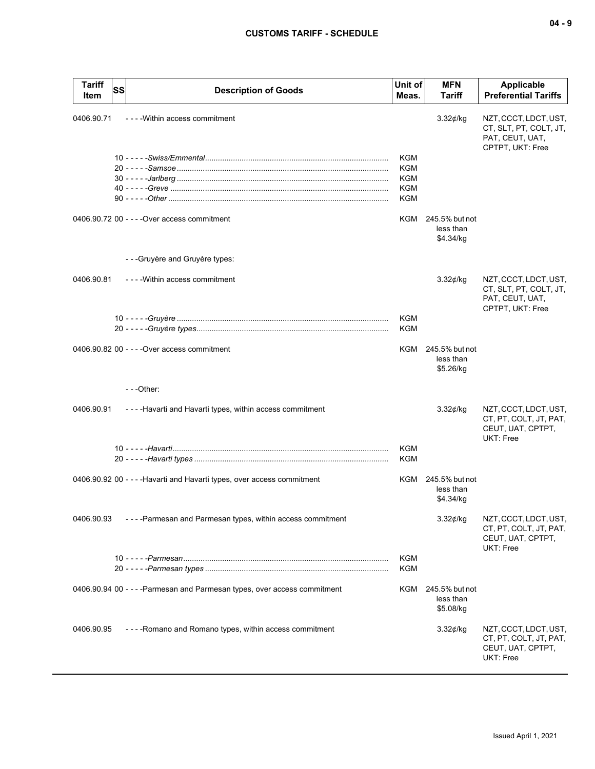| Tariff Item | SS | Description of Goods | Unit of Meas. | MFN Tariff | Applicable Preferential Tariffs |
|---|---|---|---|---|---|
| 0406.90.71 | | - - - -Within access commitment | | 3.32¢/kg | NZT, CCCT, LDCT, UST, CT, SLT, PT, COLT, JT, PAT, CEUT, UAT, CPTPT, UKT: Free |
| | 10 | - - - - -*Swiss/Emmental* | KGM | | |
| | 20 | - - - - -*Samsoe* | KGM | | |
| | 30 | - - - - -*Jarlberg* | KGM | | |
| | 40 | - - - - -*Greve* | KGM | | |
| | 90 | - - - - -*Other* | KGM | | |
| 0406.90.72 | 00 | - - - -Over access commitment | KGM | 245.5% but not less than $4.34/kg | |
| | | - - -Gruyère and Gruyère types: | | | |
| 0406.90.81 | | - - - -Within access commitment | | 3.32¢/kg | NZT, CCCT, LDCT, UST, CT, SLT, PT, COLT, JT, PAT, CEUT, UAT, CPTPT, UKT: Free |
| | 10 | - - - - -*Gruyère* | KGM | | |
| | 20 | - - - - -*Gruyère types* | KGM | | |
| 0406.90.82 | 00 | - - - -Over access commitment | KGM | 245.5% but not less than $5.26/kg | |
| | | - - -Other: | | | |
| 0406.90.91 | | - - - -Havarti and Havarti types, within access commitment | | 3.32¢/kg | NZT, CCCT, LDCT, UST, CT, PT, COLT, JT, PAT, CEUT, UAT, CPTPT, UKT: Free |
| | 10 | - - - - -*Havarti* | KGM | | |
| | 20 | - - - - -*Havarti types* | KGM | | |
| 0406.90.92 | 00 | - - - -Havarti and Havarti types, over access commitment | KGM | 245.5% but not less than $4.34/kg | |
| 0406.90.93 | | - - - -Parmesan and Parmesan types, within access commitment | | 3.32¢/kg | NZT, CCCT, LDCT, UST, CT, PT, COLT, JT, PAT, CEUT, UAT, CPTPT, UKT: Free |
| | 10 | - - - - -*Parmesan* | KGM | | |
| | 20 | - - - - -*Parmesan types* | KGM | | |
| 0406.90.94 | 00 | - - - -Parmesan and Parmesan types, over access commitment | KGM | 245.5% but not less than $5.08/kg | |
| 0406.90.95 | | - - - -Romano and Romano types, within access commitment | | 3.32¢/kg | NZT, CCCT, LDCT, UST, CT, PT, COLT, JT, PAT, CEUT, UAT, CPTPT, UKT: Free |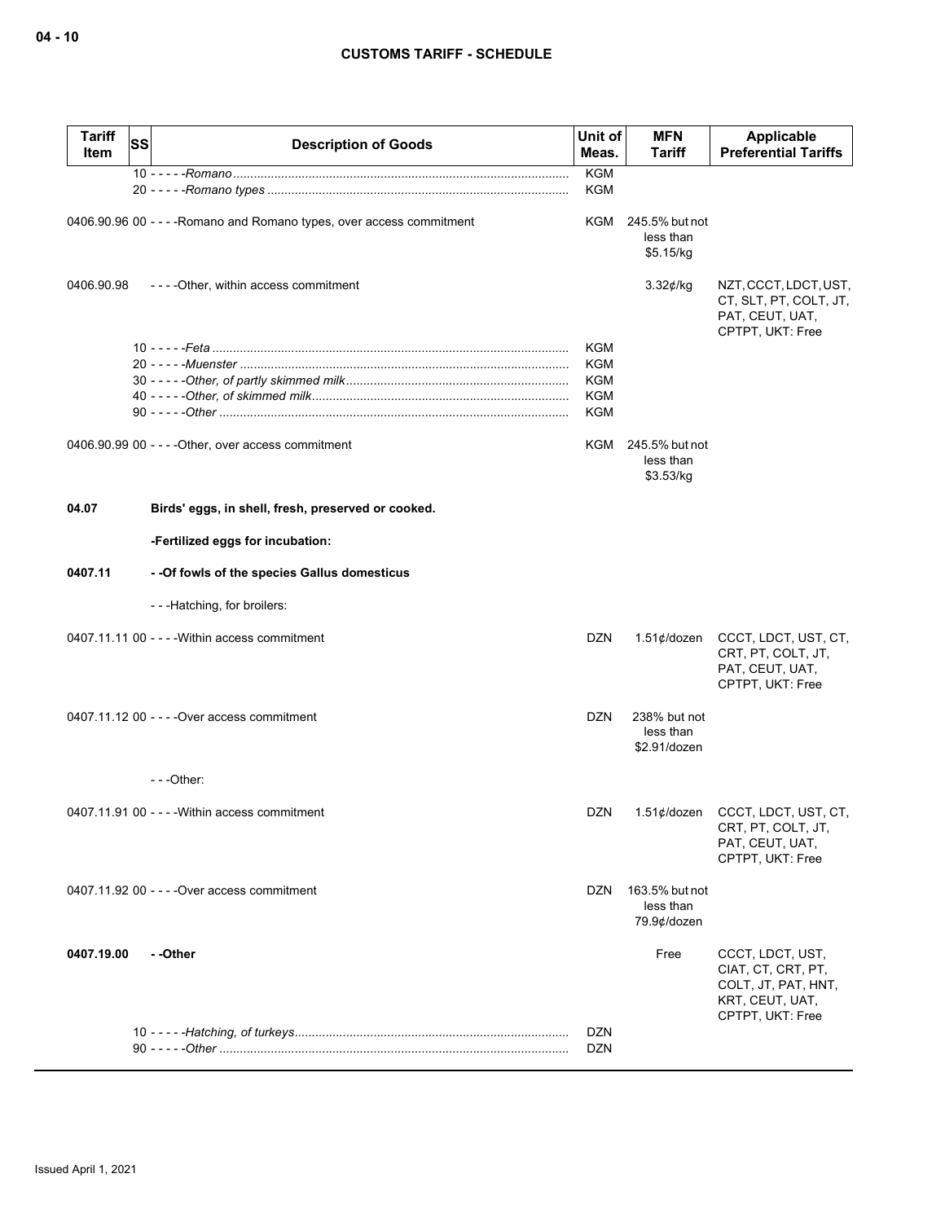| Tariff Item | SS | Description of Goods | Unit of Meas. | MFN Tariff | Applicable Preferential Tariffs |
|---|---|---|---|---|---|
| | 10 | - - - - -*Romano* | KGM | | |
| | 20 | - - - - -*Romano types* | KGM | | |
| 0406.90.96 | 00 | - - - -Romano and Romano types, over access commitment | KGM | 245.5% but not less than $5.15/kg | |
| 0406.90.98 | | - - - -Other, within access commitment | | 3.32¢/kg | NZT, CCCT, LDCT, UST, CT, SLT, PT, COLT, JT, PAT, CEUT, UAT, CPTPT, UKT: Free |
| | 10 | - - - - -*Feta* | KGM | | |
| | 20 | - - - - -*Muenster* | KGM | | |
| | 30 | - - - - -*Other, of partly skimmed milk* | KGM | | |
| | 40 | - - - - -*Other, of skimmed milk* | KGM | | |
| | 90 | - - - - -*Other* | KGM | | |
| 0406.90.99 | 00 | - - - -Other, over access commitment | KGM | 245.5% but not less than $3.53/kg | |
| **04.07** | | **Birds' eggs, in shell, fresh, preserved or cooked.** | | | |
| | | **-Fertilized eggs for incubation:** | | | |
| **0407.11** | | **- -Of fowls of the species Gallus domesticus** | | | |
| | | - - -Hatching, for broilers: | | | |
| 0407.11.11 | 00 | - - - -Within access commitment | DZN | 1.51¢/dozen | CCCT, LDCT, UST, CT, CRT, PT, COLT, JT, PAT, CEUT, UAT, CPTPT, UKT: Free |
| 0407.11.12 | 00 | - - - -Over access commitment | DZN | 238% but not less than $2.91/dozen | |
| | | - - -Other: | | | |
| 0407.11.91 | 00 | - - - -Within access commitment | DZN | 1.51¢/dozen | CCCT, LDCT, UST, CT, CRT, PT, COLT, JT, PAT, CEUT, UAT, CPTPT, UKT: Free |
| 0407.11.92 | 00 | - - - -Over access commitment | DZN | 163.5% but not less than 79.9¢/dozen | |
| **0407.19.00** | | **- -Other** | | Free | CCCT, LDCT, UST, CIAT, CT, CRT, PT, COLT, JT, PAT, HNT, KRT, CEUT, UAT, CPTPT, UKT: Free |
| | 10 | - - - - -*Hatching, of turkeys* | DZN | | |
| | 90 | - - - - -*Other* | DZN | | |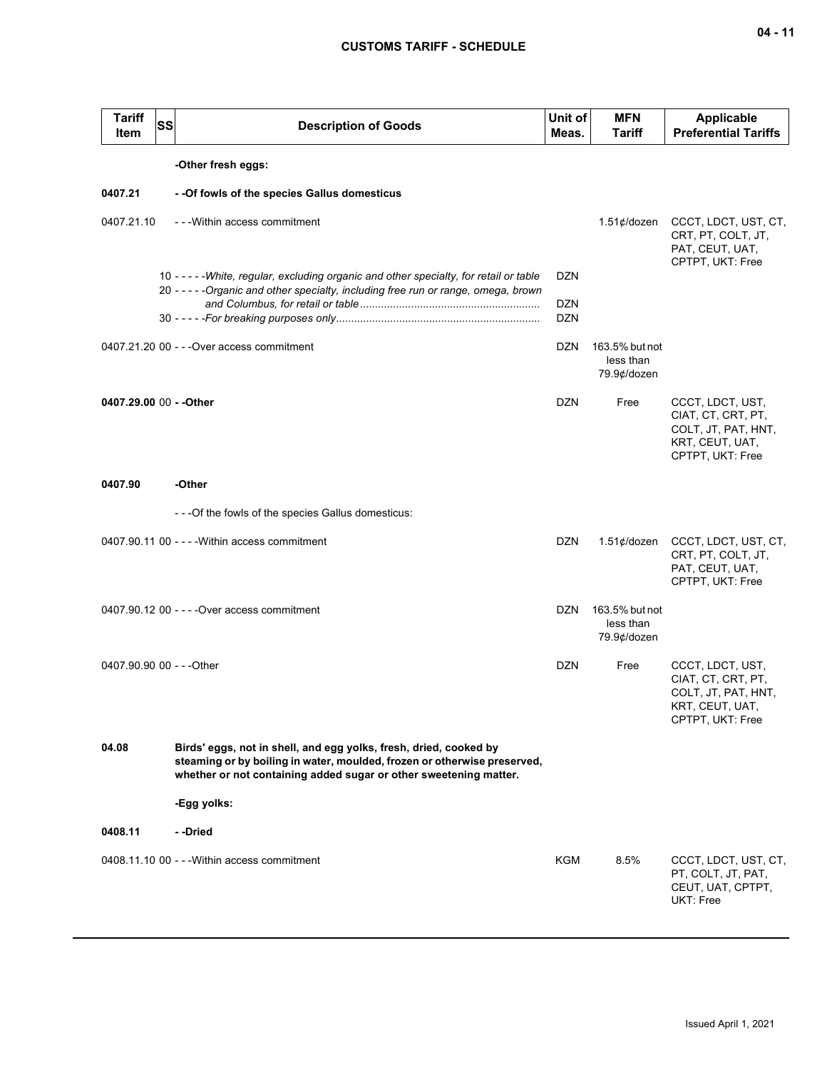| Tariff Item | SS | Description of Goods | Unit of Meas. | MFN Tariff | Applicable Preferential Tariffs |
|---|---|---|---|---|---|
| | | **-Other fresh eggs:** | | | |
| **0407.21** | | **- -Of fowls of the species Gallus domesticus** | | | |
| 0407.21.10 | | - - -Within access commitment | | 1.51¢/dozen | CCCT, LDCT, UST, CT, CRT, PT, COLT, JT, PAT, CEUT, UAT, CPTPT, UKT: Free |
| | 10 | - - - - -*White, regular, excluding organic and other specialty, for retail or table* | DZN | | |
| | 20 | - - - - -*Organic and other specialty, including free run or range, omega, brown and Columbus, for retail or table* | DZN | | |
| | 30 | - - - - -*For breaking purposes only* | DZN | | |
| 0407.21.20 | 00 | - - -Over access commitment | DZN | 163.5% but not less than 79.9¢/dozen | |
| **0407.29.00** | 00 | **- -Other** | DZN | Free | CCCT, LDCT, UST, CIAT, CT, CRT, PT, COLT, JT, PAT, HNT, KRT, CEUT, UAT, CPTPT, UKT: Free |
| **0407.90** | | **-Other** | | | |
| | | - - -Of the fowls of the species Gallus domesticus: | | | |
| 0407.90.11 | 00 | - - - -Within access commitment | DZN | 1.51¢/dozen | CCCT, LDCT, UST, CT, CRT, PT, COLT, JT, PAT, CEUT, UAT, CPTPT, UKT: Free |
| 0407.90.12 | 00 | - - - -Over access commitment | DZN | 163.5% but not less than 79.9¢/dozen | |
| 0407.90.90 | 00 | - - -Other | DZN | Free | CCCT, LDCT, UST, CIAT, CT, CRT, PT, COLT, JT, PAT, HNT, KRT, CEUT, UAT, CPTPT, UKT: Free |
| **04.08** | | **Birds' eggs, not in shell, and egg yolks, fresh, dried, cooked by steaming or by boiling in water, moulded, frozen or otherwise preserved, whether or not containing added sugar or other sweetening matter.** | | | |
| | | **-Egg yolks:** | | | |
| **0408.11** | | **- -Dried** | | | |
| 0408.11.10 | 00 | - - -Within access commitment | KGM | 8.5% | CCCT, LDCT, UST, CT, PT, COLT, JT, PAT, CEUT, UAT, CPTPT, UKT: Free |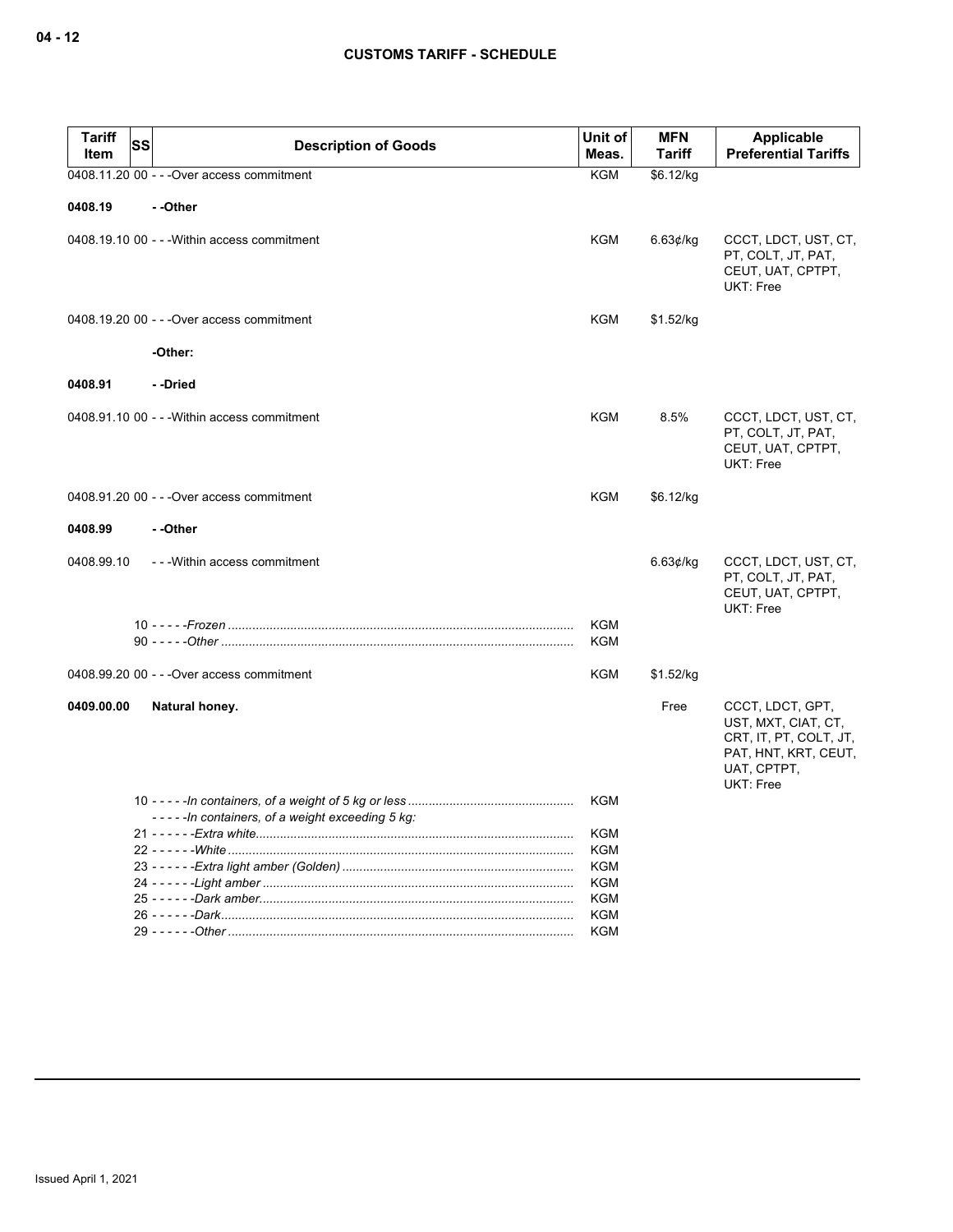| Tariff Item | SS | Description of Goods | Unit of Meas. | MFN Tariff | Applicable Preferential Tariffs |
|---|---|---|---|---|---|
| 0408.11.20 | 00 | - - -Over access commitment | KGM | $6.12/kg | |
| **0408.19** | | **- -Other** | | | |
| 0408.19.10 | 00 | - - -Within access commitment | KGM | 6.63¢/kg | CCCT, LDCT, UST, CT, PT, COLT, JT, PAT, CEUT, UAT, CPTPT, UKT: Free |
| 0408.19.20 | 00 | - - -Over access commitment | KGM | $1.52/kg | |
| | | **-Other:** | | | |
| **0408.91** | | **- -Dried** | | | |
| 0408.91.10 | 00 | - - -Within access commitment | KGM | 8.5% | CCCT, LDCT, UST, CT, PT, COLT, JT, PAT, CEUT, UAT, CPTPT, UKT: Free |
| 0408.91.20 | 00 | - - -Over access commitment | KGM | $6.12/kg | |
| **0408.99** | | **- -Other** | | | |
| 0408.99.10 | | - - -Within access commitment | | 6.63¢/kg | CCCT, LDCT, UST, CT, PT, COLT, JT, PAT, CEUT, UAT, CPTPT, UKT: Free |
| | 10 | - - - - -*Frozen* | KGM | | |
| | 90 | - - - - -*Other* | KGM | | |
| 0408.99.20 | 00 | - - -Over access commitment | KGM | $1.52/kg | |
| **0409.00.00** | | **Natural honey.** | | Free | CCCT, LDCT, GPT, UST, MXT, CIAT, CT, CRT, IT, PT, COLT, JT, PAT, HNT, KRT, CEUT, UAT, CPTPT, UKT: Free |
| | 10 | - - - - -*In containers, of a weight of 5 kg or less* | KGM | | |
| | | - - - - -*In containers, of a weight exceeding 5 kg:* | | | |
| | 21 | - - - - - -*Extra white* | KGM | | |
| | 22 | - - - - - -*White* | KGM | | |
| | 23 | - - - - - -*Extra light amber (Golden)* | KGM | | |
| | 24 | - - - - - -*Light amber* | KGM | | |
| | 25 | - - - - - -*Dark amber* | KGM | | |
| | 26 | - - - - - -*Dark* | KGM | | |
| | 29 | - - - - - -*Other* | KGM | | |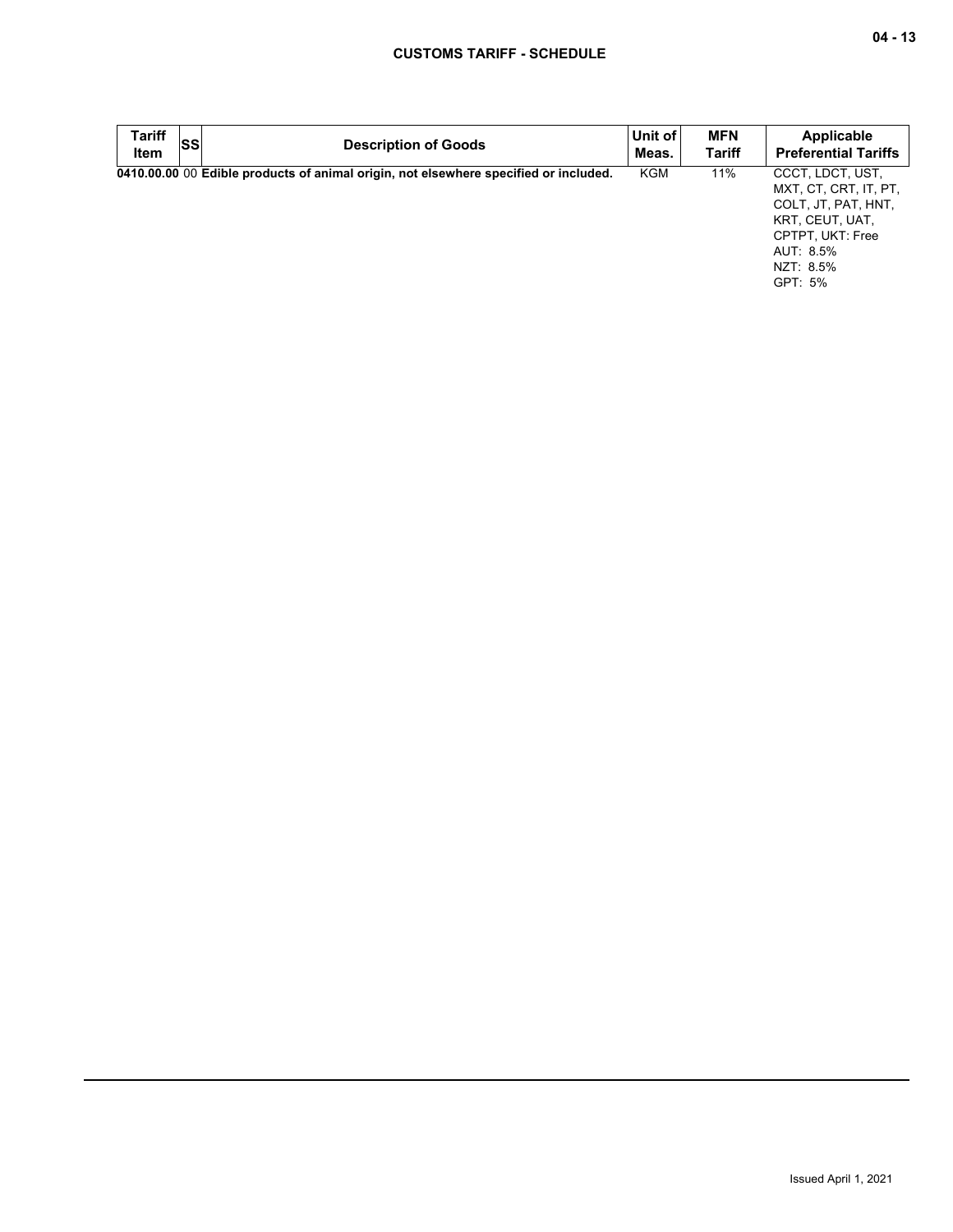| Tariff Item | SS | Description of Goods | Unit of Meas. | MFN Tariff | Applicable Preferential Tariffs |
|---|---|---|---|---|---|
| **0410.00.00** | 00 | **Edible products of animal origin, not elsewhere specified or included.** | KGM | 11% | CCCT, LDCT, UST, MXT, CT, CRT, IT, PT, COLT, JT, PAT, HNT, KRT, CEUT, UAT, CPTPT, UKT: Free<br>AUT: 8.5%<br>NZT: 8.5%<br>GPT: 5% |